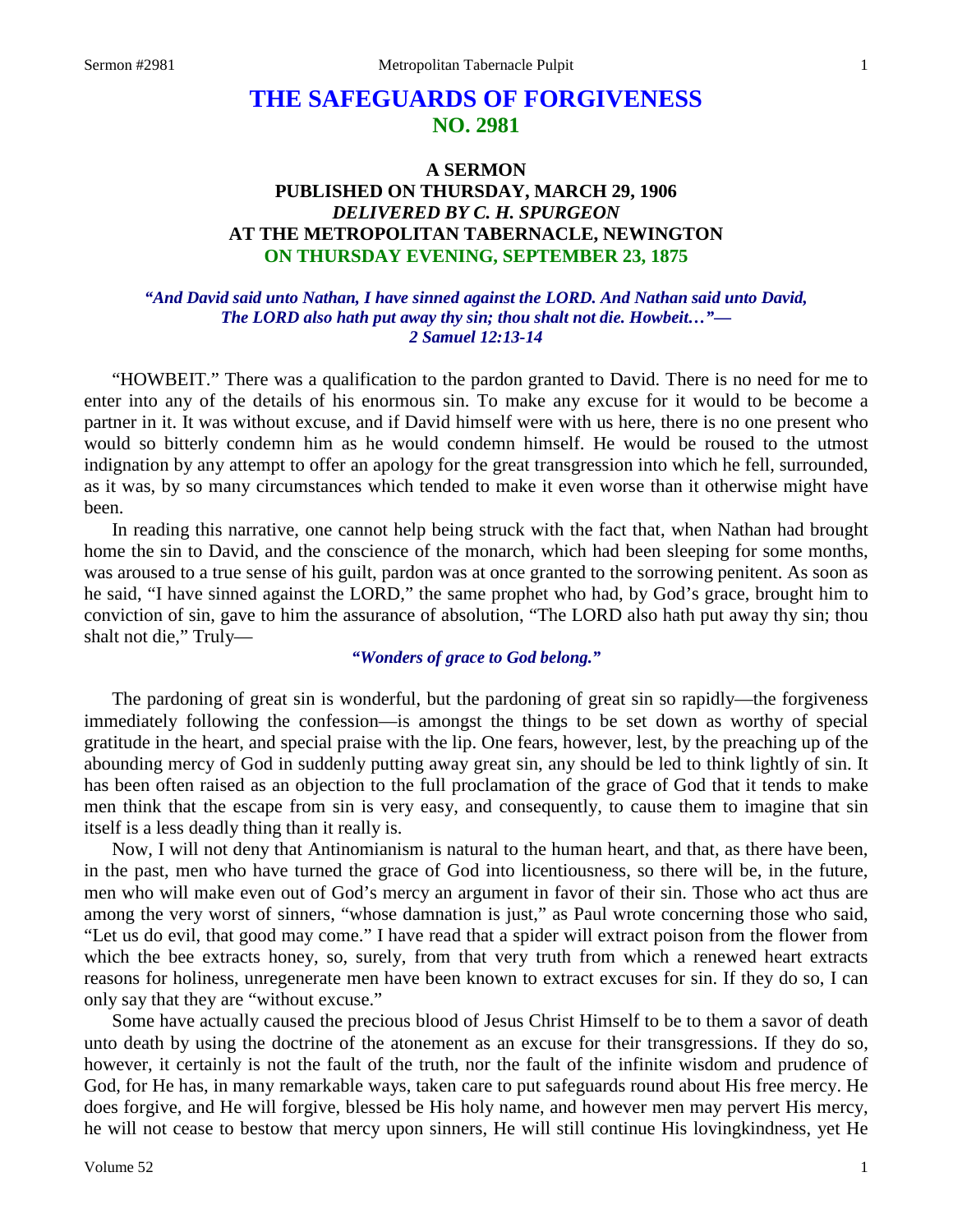# THE SAFEGUARDS OF FORGIVENESS
## NO. 2981

### A SERMON
### PUBLISHED ON THURSDAY, MARCH 29, 1906
### *DELIVERED BY C. H. SPURGEON*
### AT THE METROPOLITAN TABERNACLE, NEWINGTON
### ON THURSDAY EVENING, SEPTEMBER 23, 1875

***"And David said unto Nathan, I have sinned against the LORD. And Nathan said unto David, The LORD also hath put away thy sin; thou shalt not die. Howbeit…"— 2 Samuel 12:13-14***

"HOWBEIT." There was a qualification to the pardon granted to David. There is no need for me to enter into any of the details of his enormous sin. To make any excuse for it would to be become a partner in it. It was without excuse, and if David himself were with us here, there is no one present who would so bitterly condemn him as he would condemn himself. He would be roused to the utmost indignation by any attempt to offer an apology for the great transgression into which he fell, surrounded, as it was, by so many circumstances which tended to make it even worse than it otherwise might have been.

In reading this narrative, one cannot help being struck with the fact that, when Nathan had brought home the sin to David, and the conscience of the monarch, which had been sleeping for some months, was aroused to a true sense of his guilt, pardon was at once granted to the sorrowing penitent. As soon as he said, "I have sinned against the LORD," the same prophet who had, by God's grace, brought him to conviction of sin, gave to him the assurance of absolution, "The LORD also hath put away thy sin; thou shalt not die," Truly—

> ***"Wonders of grace to God belong."***

The pardoning of great sin is wonderful, but the pardoning of great sin so rapidly—the forgiveness immediately following the confession—is amongst the things to be set down as worthy of special gratitude in the heart, and special praise with the lip. One fears, however, lest, by the preaching up of the abounding mercy of God in suddenly putting away great sin, any should be led to think lightly of sin. It has been often raised as an objection to the full proclamation of the grace of God that it tends to make men think that the escape from sin is very easy, and consequently, to cause them to imagine that sin itself is a less deadly thing than it really is.

Now, I will not deny that Antinomianism is natural to the human heart, and that, as there have been, in the past, men who have turned the grace of God into licentiousness, so there will be, in the future, men who will make even out of God's mercy an argument in favor of their sin. Those who act thus are among the very worst of sinners, "whose damnation is just," as Paul wrote concerning those who said, "Let us do evil, that good may come." I have read that a spider will extract poison from the flower from which the bee extracts honey, so, surely, from that very truth from which a renewed heart extracts reasons for holiness, unregenerate men have been known to extract excuses for sin. If they do so, I can only say that they are "without excuse."

Some have actually caused the precious blood of Jesus Christ Himself to be to them a savor of death unto death by using the doctrine of the atonement as an excuse for their transgressions. If they do so, however, it certainly is not the fault of the truth, nor the fault of the infinite wisdom and prudence of God, for He has, in many remarkable ways, taken care to put safeguards round about His free mercy. He does forgive, and He will forgive, blessed be His holy name, and however men may pervert His mercy, he will not cease to bestow that mercy upon sinners, He will still continue His lovingkindness, yet He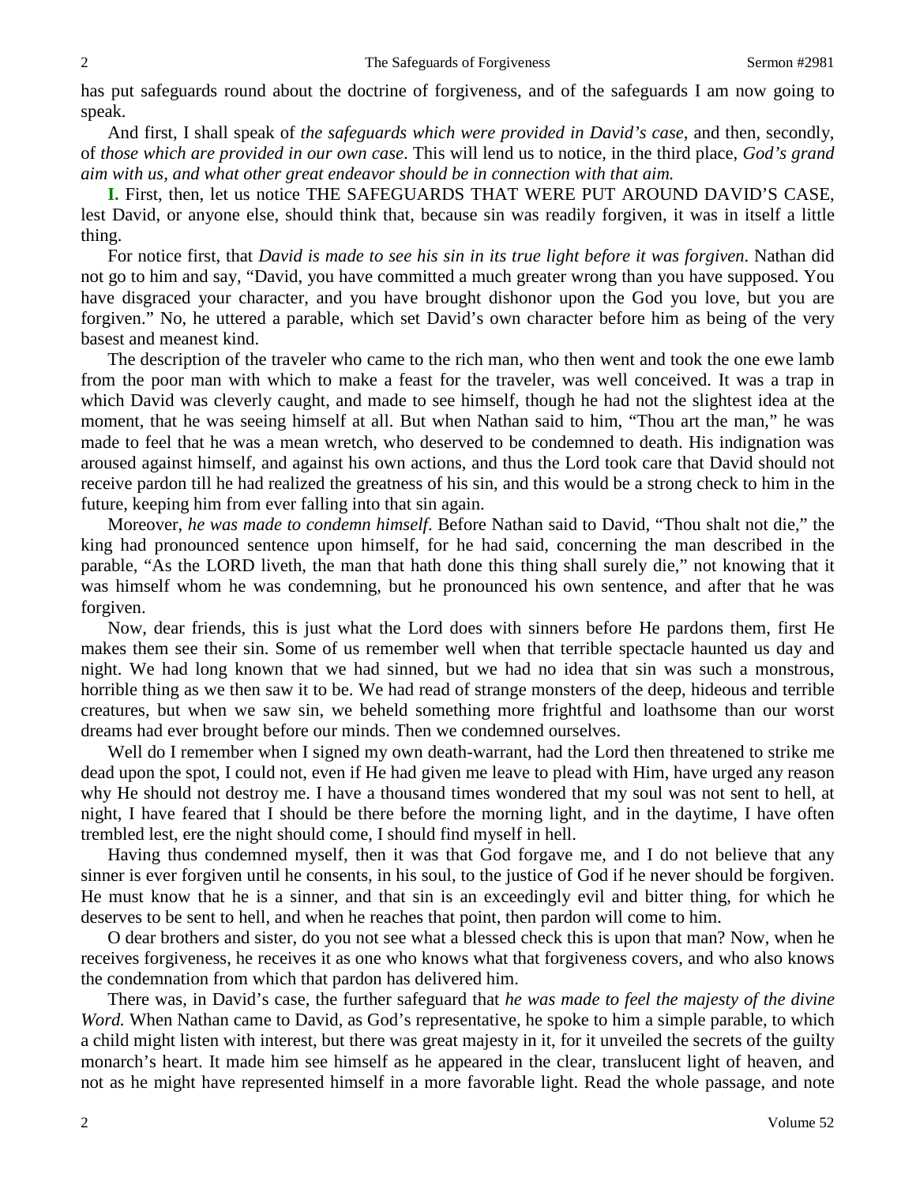has put safeguards round about the doctrine of forgiveness, and of the safeguards I am now going to speak.

And first, I shall speak of *the safeguards which were provided in David's case,* and then, secondly, of *those which are provided in our own case*. This will lend us to notice, in the third place, *God's grand aim with us, and what other great endeavor should be in connection with that aim.*

**I.** First, then, let us notice THE SAFEGUARDS THAT WERE PUT AROUND DAVID'S CASE, lest David, or anyone else, should think that, because sin was readily forgiven, it was in itself a little thing.

For notice first, that *David is made to see his sin in its true light before it was forgiven*. Nathan did not go to him and say, "David, you have committed a much greater wrong than you have supposed. You have disgraced your character, and you have brought dishonor upon the God you love, but you are forgiven." No, he uttered a parable, which set David's own character before him as being of the very basest and meanest kind.

The description of the traveler who came to the rich man, who then went and took the one ewe lamb from the poor man with which to make a feast for the traveler, was well conceived. It was a trap in which David was cleverly caught, and made to see himself, though he had not the slightest idea at the moment, that he was seeing himself at all. But when Nathan said to him, "Thou art the man," he was made to feel that he was a mean wretch, who deserved to be condemned to death. His indignation was aroused against himself, and against his own actions, and thus the Lord took care that David should not receive pardon till he had realized the greatness of his sin, and this would be a strong check to him in the future, keeping him from ever falling into that sin again.

Moreover, *he was made to condemn himself*. Before Nathan said to David, "Thou shalt not die," the king had pronounced sentence upon himself, for he had said, concerning the man described in the parable, "As the LORD liveth, the man that hath done this thing shall surely die," not knowing that it was himself whom he was condemning, but he pronounced his own sentence, and after that he was forgiven.

Now, dear friends, this is just what the Lord does with sinners before He pardons them, first He makes them see their sin. Some of us remember well when that terrible spectacle haunted us day and night. We had long known that we had sinned, but we had no idea that sin was such a monstrous, horrible thing as we then saw it to be. We had read of strange monsters of the deep, hideous and terrible creatures, but when we saw sin, we beheld something more frightful and loathsome than our worst dreams had ever brought before our minds. Then we condemned ourselves.

Well do I remember when I signed my own death-warrant, had the Lord then threatened to strike me dead upon the spot, I could not, even if He had given me leave to plead with Him, have urged any reason why He should not destroy me. I have a thousand times wondered that my soul was not sent to hell, at night, I have feared that I should be there before the morning light, and in the daytime, I have often trembled lest, ere the night should come, I should find myself in hell.

Having thus condemned myself, then it was that God forgave me, and I do not believe that any sinner is ever forgiven until he consents, in his soul, to the justice of God if he never should be forgiven. He must know that he is a sinner, and that sin is an exceedingly evil and bitter thing, for which he deserves to be sent to hell, and when he reaches that point, then pardon will come to him.

O dear brothers and sister, do you not see what a blessed check this is upon that man? Now, when he receives forgiveness, he receives it as one who knows what that forgiveness covers, and who also knows the condemnation from which that pardon has delivered him.

There was, in David's case, the further safeguard that *he was made to feel the majesty of the divine Word.* When Nathan came to David, as God's representative, he spoke to him a simple parable, to which a child might listen with interest, but there was great majesty in it, for it unveiled the secrets of the guilty monarch's heart. It made him see himself as he appeared in the clear, translucent light of heaven, and not as he might have represented himself in a more favorable light. Read the whole passage, and note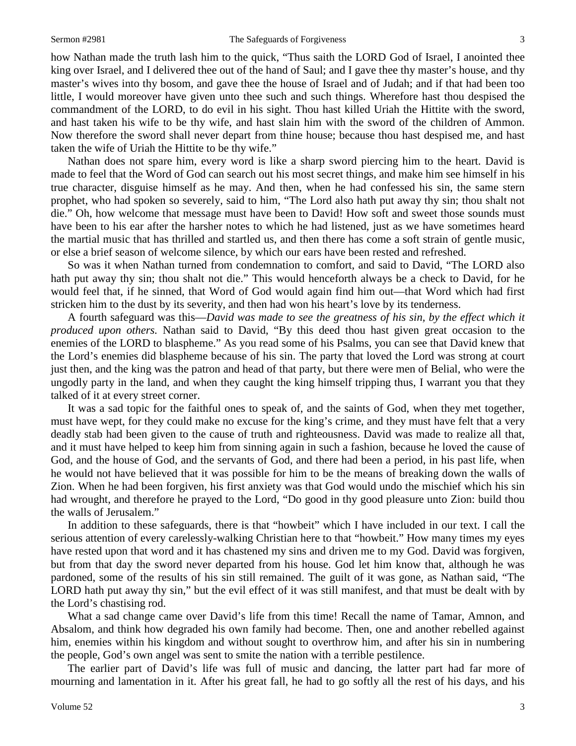how Nathan made the truth lash him to the quick, "Thus saith the LORD God of Israel, I anointed thee king over Israel, and I delivered thee out of the hand of Saul; and I gave thee thy master's house, and thy master's wives into thy bosom, and gave thee the house of Israel and of Judah; and if that had been too little, I would moreover have given unto thee such and such things. Wherefore hast thou despised the commandment of the LORD, to do evil in his sight. Thou hast killed Uriah the Hittite with the sword, and hast taken his wife to be thy wife, and hast slain him with the sword of the children of Ammon. Now therefore the sword shall never depart from thine house; because thou hast despised me, and hast taken the wife of Uriah the Hittite to be thy wife."

Nathan does not spare him, every word is like a sharp sword piercing him to the heart. David is made to feel that the Word of God can search out his most secret things, and make him see himself in his true character, disguise himself as he may. And then, when he had confessed his sin, the same stern prophet, who had spoken so severely, said to him, "The Lord also hath put away thy sin; thou shalt not die." Oh, how welcome that message must have been to David! How soft and sweet those sounds must have been to his ear after the harsher notes to which he had listened, just as we have sometimes heard the martial music that has thrilled and startled us, and then there has come a soft strain of gentle music, or else a brief season of welcome silence, by which our ears have been rested and refreshed.

So was it when Nathan turned from condemnation to comfort, and said to David, "The LORD also hath put away thy sin; thou shalt not die." This would henceforth always be a check to David, for he would feel that, if he sinned, that Word of God would again find him out—that Word which had first stricken him to the dust by its severity, and then had won his heart's love by its tenderness.

A fourth safeguard was this—*David was made to see the greatness of his sin, by the effect which it produced upon others.* Nathan said to David, "By this deed thou hast given great occasion to the enemies of the LORD to blaspheme." As you read some of his Psalms, you can see that David knew that the Lord's enemies did blaspheme because of his sin. The party that loved the Lord was strong at court just then, and the king was the patron and head of that party, but there were men of Belial, who were the ungodly party in the land, and when they caught the king himself tripping thus, I warrant you that they talked of it at every street corner.

It was a sad topic for the faithful ones to speak of, and the saints of God, when they met together, must have wept, for they could make no excuse for the king's crime, and they must have felt that a very deadly stab had been given to the cause of truth and righteousness. David was made to realize all that, and it must have helped to keep him from sinning again in such a fashion, because he loved the cause of God, and the house of God, and the servants of God, and there had been a period, in his past life, when he would not have believed that it was possible for him to be the means of breaking down the walls of Zion. When he had been forgiven, his first anxiety was that God would undo the mischief which his sin had wrought, and therefore he prayed to the Lord, "Do good in thy good pleasure unto Zion: build thou the walls of Jerusalem."

In addition to these safeguards, there is that "howbeit" which I have included in our text. I call the serious attention of every carelessly-walking Christian here to that "howbeit." How many times my eyes have rested upon that word and it has chastened my sins and driven me to my God. David was forgiven, but from that day the sword never departed from his house. God let him know that, although he was pardoned, some of the results of his sin still remained. The guilt of it was gone, as Nathan said, "The LORD hath put away thy sin," but the evil effect of it was still manifest, and that must be dealt with by the Lord's chastising rod.

What a sad change came over David's life from this time! Recall the name of Tamar, Amnon, and Absalom, and think how degraded his own family had become. Then, one and another rebelled against him, enemies within his kingdom and without sought to overthrow him, and after his sin in numbering the people, God's own angel was sent to smite the nation with a terrible pestilence.

The earlier part of David's life was full of music and dancing, the latter part had far more of mourning and lamentation in it. After his great fall, he had to go softly all the rest of his days, and his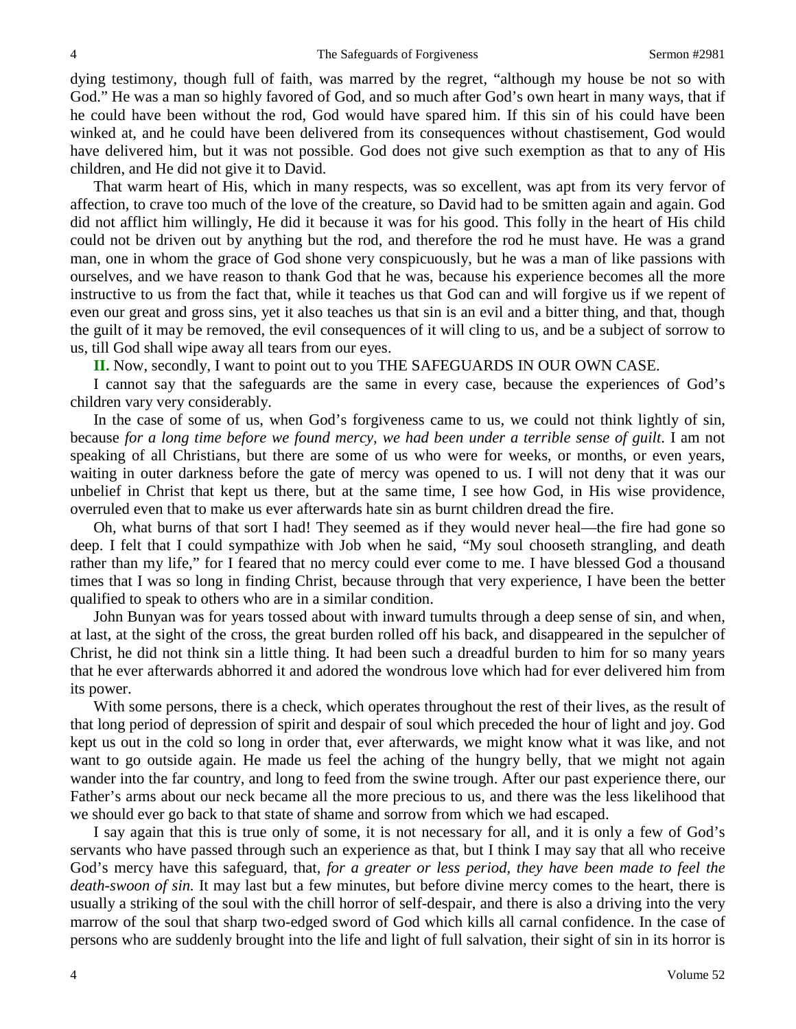dying testimony, though full of faith, was marred by the regret, "although my house be not so with God." He was a man so highly favored of God, and so much after God's own heart in many ways, that if he could have been without the rod, God would have spared him. If this sin of his could have been winked at, and he could have been delivered from its consequences without chastisement, God would have delivered him, but it was not possible. God does not give such exemption as that to any of His children, and He did not give it to David.

That warm heart of His, which in many respects, was so excellent, was apt from its very fervor of affection, to crave too much of the love of the creature, so David had to be smitten again and again. God did not afflict him willingly, He did it because it was for his good. This folly in the heart of His child could not be driven out by anything but the rod, and therefore the rod he must have. He was a grand man, one in whom the grace of God shone very conspicuously, but he was a man of like passions with ourselves, and we have reason to thank God that he was, because his experience becomes all the more instructive to us from the fact that, while it teaches us that God can and will forgive us if we repent of even our great and gross sins, yet it also teaches us that sin is an evil and a bitter thing, and that, though the guilt of it may be removed, the evil consequences of it will cling to us, and be a subject of sorrow to us, till God shall wipe away all tears from our eyes.

**II.** Now, secondly, I want to point out to you THE SAFEGUARDS IN OUR OWN CASE.

I cannot say that the safeguards are the same in every case, because the experiences of God's children vary very considerably.

In the case of some of us, when God's forgiveness came to us, we could not think lightly of sin, because *for a long time before we found mercy, we had been under a terrible sense of guilt*. I am not speaking of all Christians, but there are some of us who were for weeks, or months, or even years, waiting in outer darkness before the gate of mercy was opened to us. I will not deny that it was our unbelief in Christ that kept us there, but at the same time, I see how God, in His wise providence, overruled even that to make us ever afterwards hate sin as burnt children dread the fire.

Oh, what burns of that sort I had! They seemed as if they would never heal—the fire had gone so deep. I felt that I could sympathize with Job when he said, "My soul chooseth strangling, and death rather than my life," for I feared that no mercy could ever come to me. I have blessed God a thousand times that I was so long in finding Christ, because through that very experience, I have been the better qualified to speak to others who are in a similar condition.

John Bunyan was for years tossed about with inward tumults through a deep sense of sin, and when, at last, at the sight of the cross, the great burden rolled off his back, and disappeared in the sepulcher of Christ, he did not think sin a little thing. It had been such a dreadful burden to him for so many years that he ever afterwards abhorred it and adored the wondrous love which had for ever delivered him from its power.

With some persons, there is a check, which operates throughout the rest of their lives, as the result of that long period of depression of spirit and despair of soul which preceded the hour of light and joy. God kept us out in the cold so long in order that, ever afterwards, we might know what it was like, and not want to go outside again. He made us feel the aching of the hungry belly, that we might not again wander into the far country, and long to feed from the swine trough. After our past experience there, our Father's arms about our neck became all the more precious to us, and there was the less likelihood that we should ever go back to that state of shame and sorrow from which we had escaped.

I say again that this is true only of some, it is not necessary for all, and it is only a few of God's servants who have passed through such an experience as that, but I think I may say that all who receive God's mercy have this safeguard, that, *for a greater or less period, they have been made to feel the death-swoon of sin.* It may last but a few minutes, but before divine mercy comes to the heart, there is usually a striking of the soul with the chill horror of self-despair, and there is also a driving into the very marrow of the soul that sharp two-edged sword of God which kills all carnal confidence. In the case of persons who are suddenly brought into the life and light of full salvation, their sight of sin in its horror is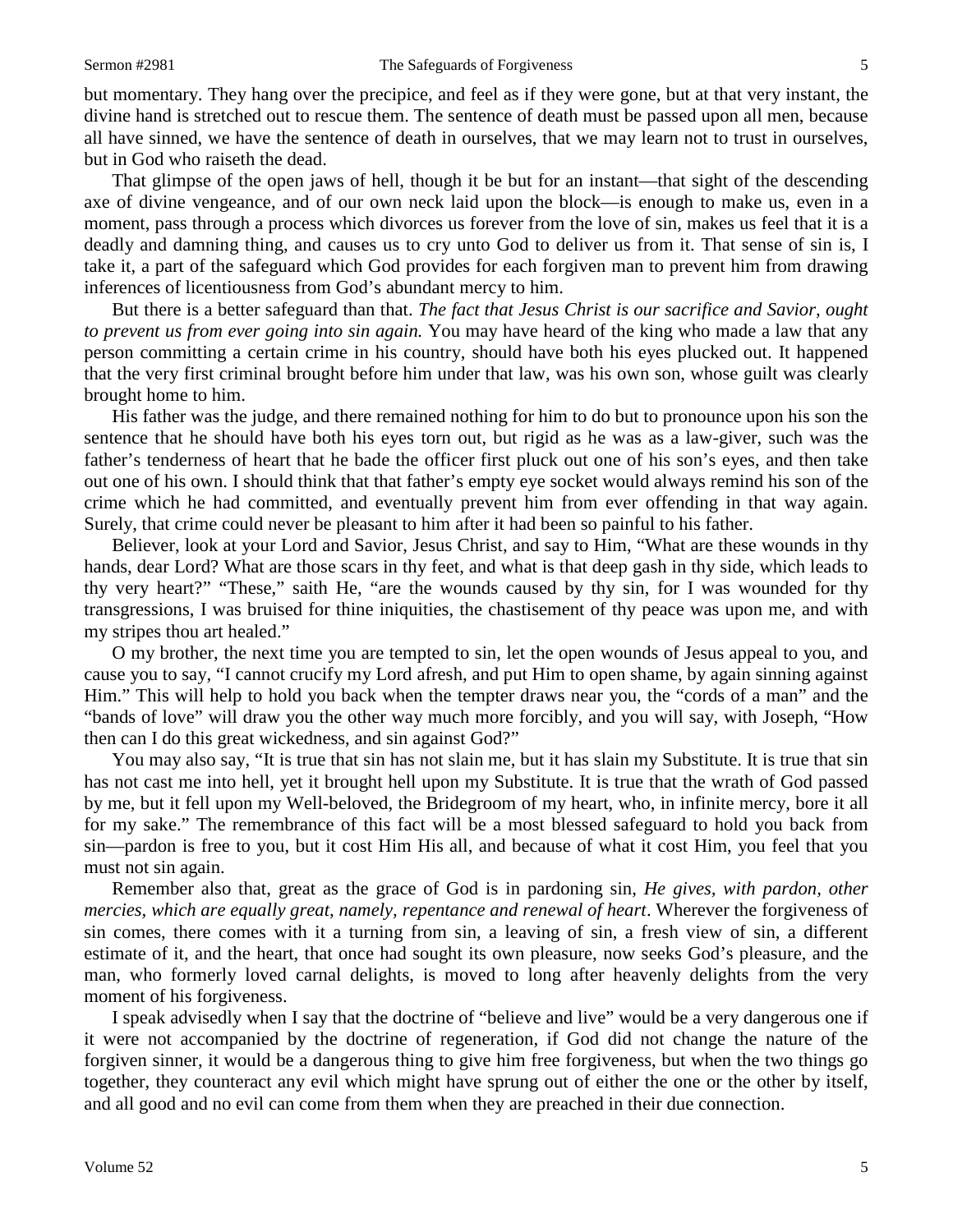but momentary. They hang over the precipice, and feel as if they were gone, but at that very instant, the divine hand is stretched out to rescue them. The sentence of death must be passed upon all men, because all have sinned, we have the sentence of death in ourselves, that we may learn not to trust in ourselves, but in God who raiseth the dead.

That glimpse of the open jaws of hell, though it be but for an instant—that sight of the descending axe of divine vengeance, and of our own neck laid upon the block—is enough to make us, even in a moment, pass through a process which divorces us forever from the love of sin, makes us feel that it is a deadly and damning thing, and causes us to cry unto God to deliver us from it. That sense of sin is, I take it, a part of the safeguard which God provides for each forgiven man to prevent him from drawing inferences of licentiousness from God's abundant mercy to him.

But there is a better safeguard than that. *The fact that Jesus Christ is our sacrifice and Savior, ought to prevent us from ever going into sin again.* You may have heard of the king who made a law that any person committing a certain crime in his country, should have both his eyes plucked out. It happened that the very first criminal brought before him under that law, was his own son, whose guilt was clearly brought home to him.

His father was the judge, and there remained nothing for him to do but to pronounce upon his son the sentence that he should have both his eyes torn out, but rigid as he was as a law-giver, such was the father's tenderness of heart that he bade the officer first pluck out one of his son's eyes, and then take out one of his own. I should think that that father's empty eye socket would always remind his son of the crime which he had committed, and eventually prevent him from ever offending in that way again. Surely, that crime could never be pleasant to him after it had been so painful to his father.

Believer, look at your Lord and Savior, Jesus Christ, and say to Him, "What are these wounds in thy hands, dear Lord? What are those scars in thy feet, and what is that deep gash in thy side, which leads to thy very heart?" "These," saith He, "are the wounds caused by thy sin, for I was wounded for thy transgressions, I was bruised for thine iniquities, the chastisement of thy peace was upon me, and with my stripes thou art healed."

O my brother, the next time you are tempted to sin, let the open wounds of Jesus appeal to you, and cause you to say, "I cannot crucify my Lord afresh, and put Him to open shame, by again sinning against Him." This will help to hold you back when the tempter draws near you, the "cords of a man" and the "bands of love" will draw you the other way much more forcibly, and you will say, with Joseph, "How then can I do this great wickedness, and sin against God?"

You may also say, "It is true that sin has not slain me, but it has slain my Substitute. It is true that sin has not cast me into hell, yet it brought hell upon my Substitute. It is true that the wrath of God passed by me, but it fell upon my Well-beloved, the Bridegroom of my heart, who, in infinite mercy, bore it all for my sake." The remembrance of this fact will be a most blessed safeguard to hold you back from sin—pardon is free to you, but it cost Him His all, and because of what it cost Him, you feel that you must not sin again.

Remember also that, great as the grace of God is in pardoning sin, *He gives, with pardon, other mercies, which are equally great, namely, repentance and renewal of heart*. Wherever the forgiveness of sin comes, there comes with it a turning from sin, a leaving of sin, a fresh view of sin, a different estimate of it, and the heart, that once had sought its own pleasure, now seeks God's pleasure, and the man, who formerly loved carnal delights, is moved to long after heavenly delights from the very moment of his forgiveness.

I speak advisedly when I say that the doctrine of "believe and live" would be a very dangerous one if it were not accompanied by the doctrine of regeneration, if God did not change the nature of the forgiven sinner, it would be a dangerous thing to give him free forgiveness, but when the two things go together, they counteract any evil which might have sprung out of either the one or the other by itself, and all good and no evil can come from them when they are preached in their due connection.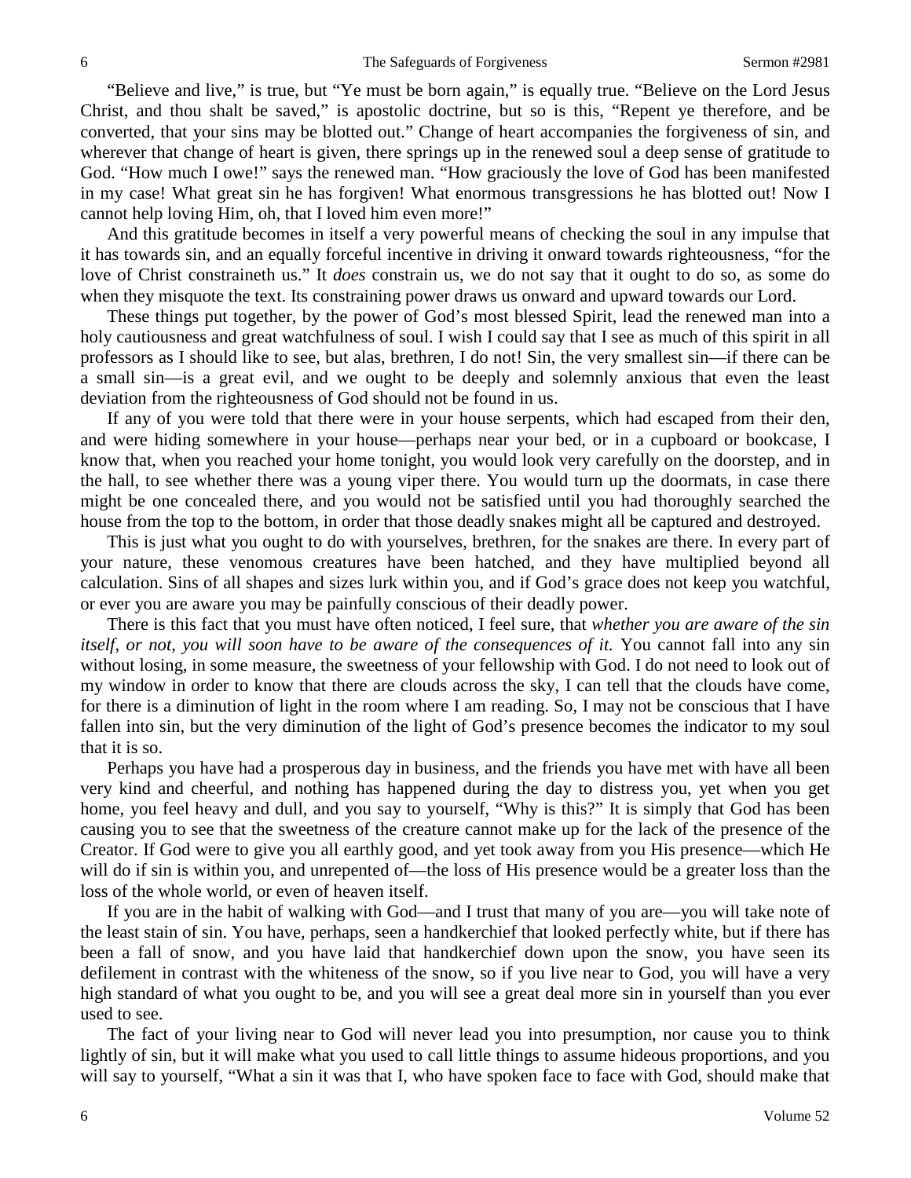"Believe and live," is true, but "Ye must be born again," is equally true. "Believe on the Lord Jesus Christ, and thou shalt be saved," is apostolic doctrine, but so is this, "Repent ye therefore, and be converted, that your sins may be blotted out." Change of heart accompanies the forgiveness of sin, and wherever that change of heart is given, there springs up in the renewed soul a deep sense of gratitude to God. "How much I owe!" says the renewed man. "How graciously the love of God has been manifested in my case! What great sin he has forgiven! What enormous transgressions he has blotted out! Now I cannot help loving Him, oh, that I loved him even more!"

And this gratitude becomes in itself a very powerful means of checking the soul in any impulse that it has towards sin, and an equally forceful incentive in driving it onward towards righteousness, "for the love of Christ constraineth us." It *does* constrain us, we do not say that it ought to do so, as some do when they misquote the text. Its constraining power draws us onward and upward towards our Lord.

These things put together, by the power of God's most blessed Spirit, lead the renewed man into a holy cautiousness and great watchfulness of soul. I wish I could say that I see as much of this spirit in all professors as I should like to see, but alas, brethren, I do not! Sin, the very smallest sin—if there can be a small sin—is a great evil, and we ought to be deeply and solemnly anxious that even the least deviation from the righteousness of God should not be found in us.

If any of you were told that there were in your house serpents, which had escaped from their den, and were hiding somewhere in your house—perhaps near your bed, or in a cupboard or bookcase, I know that, when you reached your home tonight, you would look very carefully on the doorstep, and in the hall, to see whether there was a young viper there. You would turn up the doormats, in case there might be one concealed there, and you would not be satisfied until you had thoroughly searched the house from the top to the bottom, in order that those deadly snakes might all be captured and destroyed.

This is just what you ought to do with yourselves, brethren, for the snakes are there. In every part of your nature, these venomous creatures have been hatched, and they have multiplied beyond all calculation. Sins of all shapes and sizes lurk within you, and if God's grace does not keep you watchful, or ever you are aware you may be painfully conscious of their deadly power.

There is this fact that you must have often noticed, I feel sure, that *whether you are aware of the sin itself, or not, you will soon have to be aware of the consequences of it.* You cannot fall into any sin without losing, in some measure, the sweetness of your fellowship with God. I do not need to look out of my window in order to know that there are clouds across the sky, I can tell that the clouds have come, for there is a diminution of light in the room where I am reading. So, I may not be conscious that I have fallen into sin, but the very diminution of the light of God's presence becomes the indicator to my soul that it is so.

Perhaps you have had a prosperous day in business, and the friends you have met with have all been very kind and cheerful, and nothing has happened during the day to distress you, yet when you get home, you feel heavy and dull, and you say to yourself, "Why is this?" It is simply that God has been causing you to see that the sweetness of the creature cannot make up for the lack of the presence of the Creator. If God were to give you all earthly good, and yet took away from you His presence—which He will do if sin is within you, and unrepented of—the loss of His presence would be a greater loss than the loss of the whole world, or even of heaven itself.

If you are in the habit of walking with God—and I trust that many of you are—you will take note of the least stain of sin. You have, perhaps, seen a handkerchief that looked perfectly white, but if there has been a fall of snow, and you have laid that handkerchief down upon the snow, you have seen its defilement in contrast with the whiteness of the snow, so if you live near to God, you will have a very high standard of what you ought to be, and you will see a great deal more sin in yourself than you ever used to see.

The fact of your living near to God will never lead you into presumption, nor cause you to think lightly of sin, but it will make what you used to call little things to assume hideous proportions, and you will say to yourself, "What a sin it was that I, who have spoken face to face with God, should make that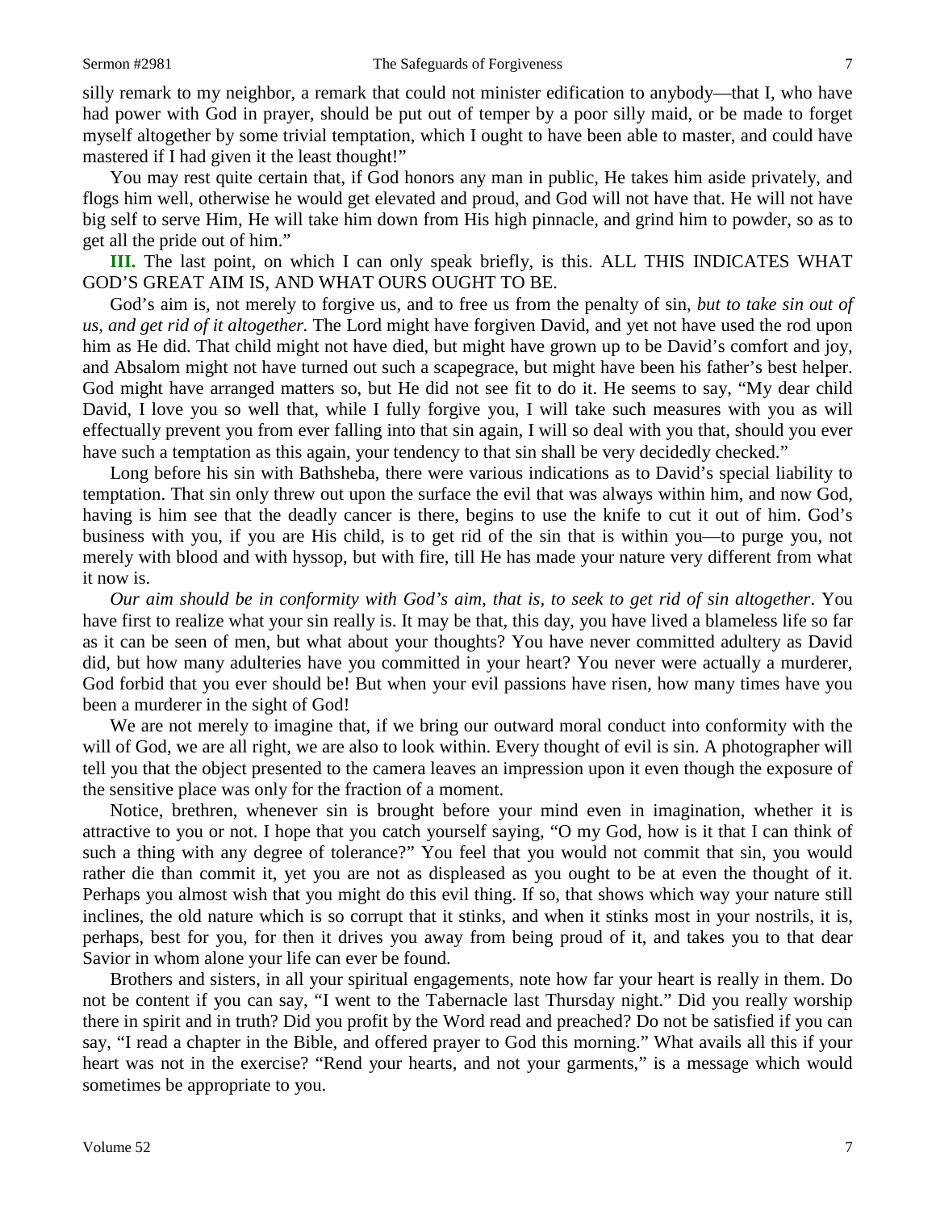silly remark to my neighbor, a remark that could not minister edification to anybody—that I, who have had power with God in prayer, should be put out of temper by a poor silly maid, or be made to forget myself altogether by some trivial temptation, which I ought to have been able to master, and could have mastered if I had given it the least thought!"

You may rest quite certain that, if God honors any man in public, He takes him aside privately, and flogs him well, otherwise he would get elevated and proud, and God will not have that. He will not have big self to serve Him, He will take him down from His high pinnacle, and grind him to powder, so as to get all the pride out of him."

**III.** The last point, on which I can only speak briefly, is this. ALL THIS INDICATES WHAT GOD'S GREAT AIM IS, AND WHAT OURS OUGHT TO BE.

God's aim is, not merely to forgive us, and to free us from the penalty of sin, *but to take sin out of us, and get rid of it altogether.* The Lord might have forgiven David, and yet not have used the rod upon him as He did. That child might not have died, but might have grown up to be David's comfort and joy, and Absalom might not have turned out such a scapegrace, but might have been his father's best helper. God might have arranged matters so, but He did not see fit to do it. He seems to say, "My dear child David, I love you so well that, while I fully forgive you, I will take such measures with you as will effectually prevent you from ever falling into that sin again, I will so deal with you that, should you ever have such a temptation as this again, your tendency to that sin shall be very decidedly checked."

Long before his sin with Bathsheba, there were various indications as to David's special liability to temptation. That sin only threw out upon the surface the evil that was always within him, and now God, having is him see that the deadly cancer is there, begins to use the knife to cut it out of him. God's business with you, if you are His child, is to get rid of the sin that is within you—to purge you, not merely with blood and with hyssop, but with fire, till He has made your nature very different from what it now is.

*Our aim should be in conformity with God's aim, that is, to seek to get rid of sin altogether*. You have first to realize what your sin really is. It may be that, this day, you have lived a blameless life so far as it can be seen of men, but what about your thoughts? You have never committed adultery as David did, but how many adulteries have you committed in your heart? You never were actually a murderer, God forbid that you ever should be! But when your evil passions have risen, how many times have you been a murderer in the sight of God!

We are not merely to imagine that, if we bring our outward moral conduct into conformity with the will of God, we are all right, we are also to look within. Every thought of evil is sin. A photographer will tell you that the object presented to the camera leaves an impression upon it even though the exposure of the sensitive place was only for the fraction of a moment.

Notice, brethren, whenever sin is brought before your mind even in imagination, whether it is attractive to you or not. I hope that you catch yourself saying, "O my God, how is it that I can think of such a thing with any degree of tolerance?" You feel that you would not commit that sin, you would rather die than commit it, yet you are not as displeased as you ought to be at even the thought of it. Perhaps you almost wish that you might do this evil thing. If so, that shows which way your nature still inclines, the old nature which is so corrupt that it stinks, and when it stinks most in your nostrils, it is, perhaps, best for you, for then it drives you away from being proud of it, and takes you to that dear Savior in whom alone your life can ever be found.

Brothers and sisters, in all your spiritual engagements, note how far your heart is really in them. Do not be content if you can say, "I went to the Tabernacle last Thursday night." Did you really worship there in spirit and in truth? Did you profit by the Word read and preached? Do not be satisfied if you can say, "I read a chapter in the Bible, and offered prayer to God this morning." What avails all this if your heart was not in the exercise? "Rend your hearts, and not your garments," is a message which would sometimes be appropriate to you.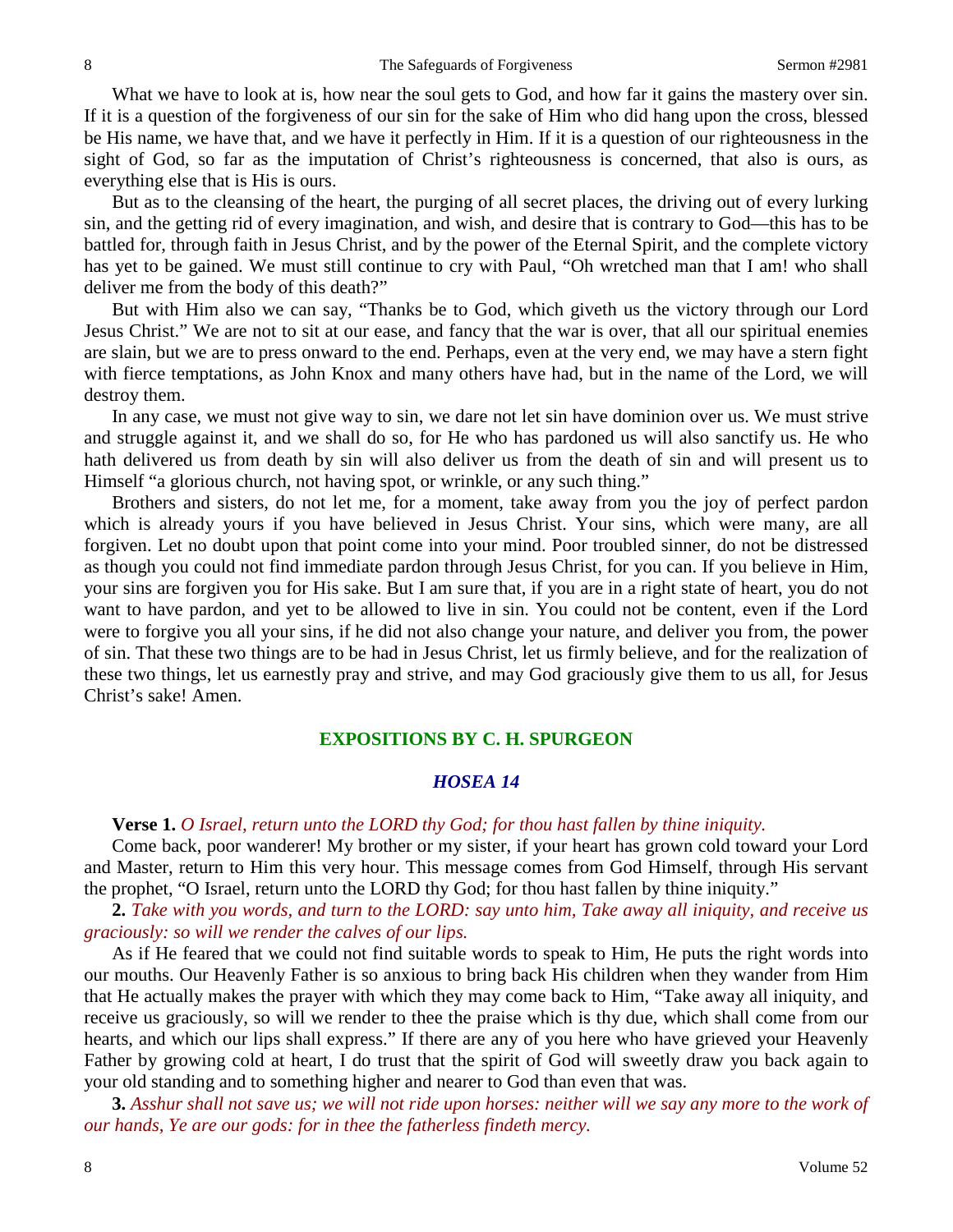What we have to look at is, how near the soul gets to God, and how far it gains the mastery over sin. If it is a question of the forgiveness of our sin for the sake of Him who did hang upon the cross, blessed be His name, we have that, and we have it perfectly in Him. If it is a question of our righteousness in the sight of God, so far as the imputation of Christ's righteousness is concerned, that also is ours, as everything else that is His is ours.

But as to the cleansing of the heart, the purging of all secret places, the driving out of every lurking sin, and the getting rid of every imagination, and wish, and desire that is contrary to God—this has to be battled for, through faith in Jesus Christ, and by the power of the Eternal Spirit, and the complete victory has yet to be gained. We must still continue to cry with Paul, "Oh wretched man that I am! who shall deliver me from the body of this death?"

But with Him also we can say, "Thanks be to God, which giveth us the victory through our Lord Jesus Christ." We are not to sit at our ease, and fancy that the war is over, that all our spiritual enemies are slain, but we are to press onward to the end. Perhaps, even at the very end, we may have a stern fight with fierce temptations, as John Knox and many others have had, but in the name of the Lord, we will destroy them.

In any case, we must not give way to sin, we dare not let sin have dominion over us. We must strive and struggle against it, and we shall do so, for He who has pardoned us will also sanctify us. He who hath delivered us from death by sin will also deliver us from the death of sin and will present us to Himself "a glorious church, not having spot, or wrinkle, or any such thing."

Brothers and sisters, do not let me, for a moment, take away from you the joy of perfect pardon which is already yours if you have believed in Jesus Christ. Your sins, which were many, are all forgiven. Let no doubt upon that point come into your mind. Poor troubled sinner, do not be distressed as though you could not find immediate pardon through Jesus Christ, for you can. If you believe in Him, your sins are forgiven you for His sake. But I am sure that, if you are in a right state of heart, you do not want to have pardon, and yet to be allowed to live in sin. You could not be content, even if the Lord were to forgive you all your sins, if he did not also change your nature, and deliver you from, the power of sin. That these two things are to be had in Jesus Christ, let us firmly believe, and for the realization of these two things, let us earnestly pray and strive, and may God graciously give them to us all, for Jesus Christ's sake! Amen.

## EXPOSITIONS BY C. H. SPURGEON

### *HOSEA 14*

**Verse 1.** *O Israel, return unto the LORD thy God; for thou hast fallen by thine iniquity.*

Come back, poor wanderer! My brother or my sister, if your heart has grown cold toward your Lord and Master, return to Him this very hour. This message comes from God Himself, through His servant the prophet, "O Israel, return unto the LORD thy God; for thou hast fallen by thine iniquity."

**2.** *Take with you words, and turn to the LORD: say unto him, Take away all iniquity, and receive us graciously: so will we render the calves of our lips.*

As if He feared that we could not find suitable words to speak to Him, He puts the right words into our mouths. Our Heavenly Father is so anxious to bring back His children when they wander from Him that He actually makes the prayer with which they may come back to Him, "Take away all iniquity, and receive us graciously, so will we render to thee the praise which is thy due, which shall come from our hearts, and which our lips shall express." If there are any of you here who have grieved your Heavenly Father by growing cold at heart, I do trust that the spirit of God will sweetly draw you back again to your old standing and to something higher and nearer to God than even that was.

**3.** *Asshur shall not save us; we will not ride upon horses: neither will we say any more to the work of our hands, Ye are our gods: for in thee the fatherless findeth mercy.*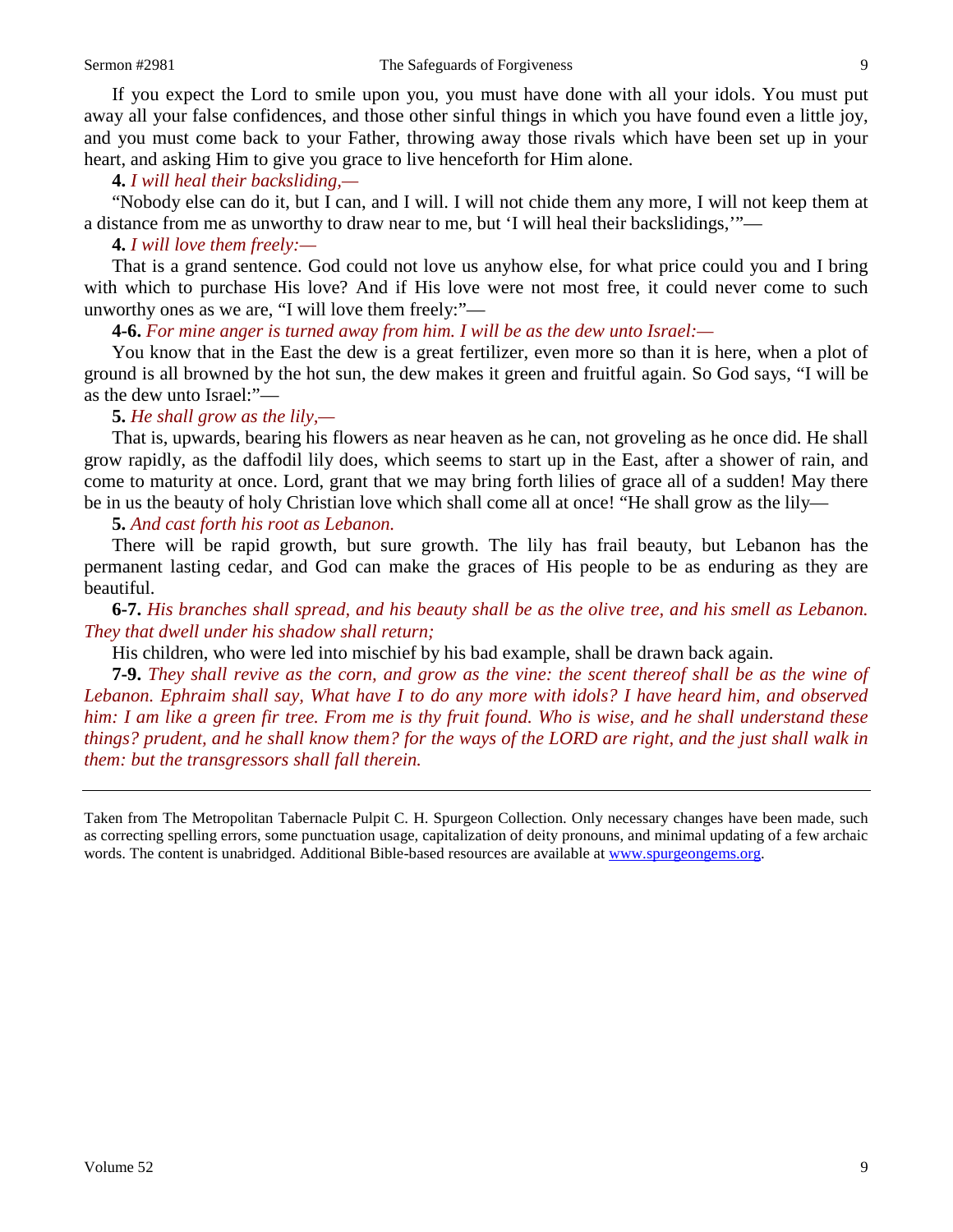If you expect the Lord to smile upon you, you must have done with all your idols. You must put away all your false confidences, and those other sinful things in which you have found even a little joy, and you must come back to your Father, throwing away those rivals which have been set up in your heart, and asking Him to give you grace to live henceforth for Him alone.

**4.** *I will heal their backsliding,—*

"Nobody else can do it, but I can, and I will. I will not chide them any more, I will not keep them at a distance from me as unworthy to draw near to me, but 'I will heal their backslidings,'"—

**4.** *I will love them freely:—*

That is a grand sentence. God could not love us anyhow else, for what price could you and I bring with which to purchase His love? And if His love were not most free, it could never come to such unworthy ones as we are, "I will love them freely:"—

**4-6.** *For mine anger is turned away from him. I will be as the dew unto Israel:—*

You know that in the East the dew is a great fertilizer, even more so than it is here, when a plot of ground is all browned by the hot sun, the dew makes it green and fruitful again. So God says, "I will be as the dew unto Israel:"—

**5.** *He shall grow as the lily,—*

That is, upwards, bearing his flowers as near heaven as he can, not groveling as he once did. He shall grow rapidly, as the daffodil lily does, which seems to start up in the East, after a shower of rain, and come to maturity at once. Lord, grant that we may bring forth lilies of grace all of a sudden! May there be in us the beauty of holy Christian love which shall come all at once! "He shall grow as the lily—

**5.** *And cast forth his root as Lebanon.*

There will be rapid growth, but sure growth. The lily has frail beauty, but Lebanon has the permanent lasting cedar, and God can make the graces of His people to be as enduring as they are beautiful.

**6-7.** *His branches shall spread, and his beauty shall be as the olive tree, and his smell as Lebanon. They that dwell under his shadow shall return;*

His children, who were led into mischief by his bad example, shall be drawn back again.

**7-9.** *They shall revive as the corn, and grow as the vine: the scent thereof shall be as the wine of Lebanon. Ephraim shall say, What have I to do any more with idols? I have heard him, and observed him: I am like a green fir tree. From me is thy fruit found. Who is wise, and he shall understand these things? prudent, and he shall know them? for the ways of the LORD are right, and the just shall walk in them: but the transgressors shall fall therein.*

---

Taken from The Metropolitan Tabernacle Pulpit C. H. Spurgeon Collection. Only necessary changes have been made, such as correcting spelling errors, some punctuation usage, capitalization of deity pronouns, and minimal updating of a few archaic words. The content is unabridged. Additional Bible-based resources are available at www.spurgeongems.org.